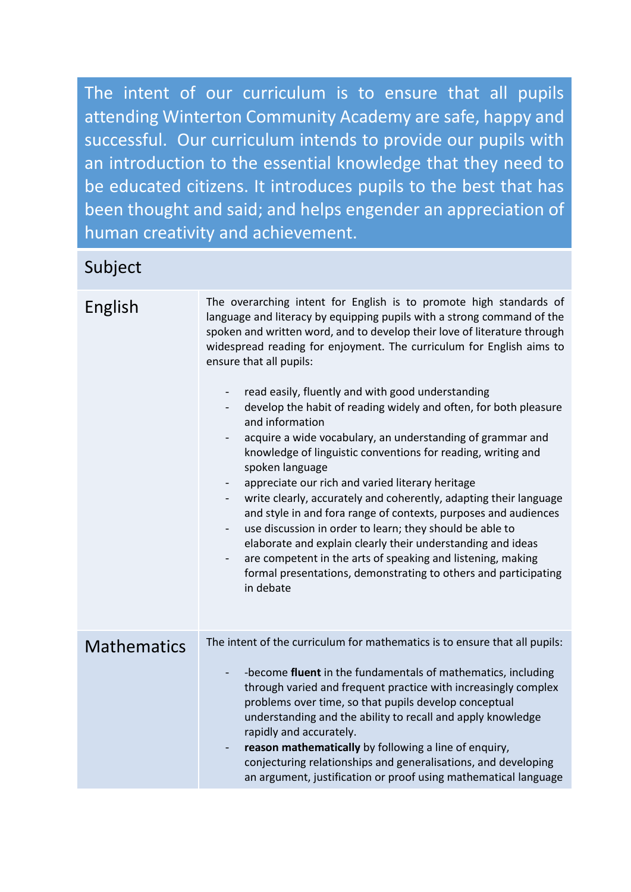The intent of our curriculum is to ensure that all pupils attending Winterton Community Academy are safe, happy and successful. Our curriculum intends to provide our pupils with an introduction to the essential knowledge that they need to be educated citizens. It introduces pupils to the best that has been thought and said; and helps engender an appreciation of human creativity and achievement.

| Subject | |
|---|---|
| English | The overarching intent for English is to promote high standards of language and literacy by equipping pupils with a strong command of the spoken and written word, and to develop their love of literature through widespread reading for enjoyment. The curriculum for English aims to ensure that all pupils:<br><br>- read easily, fluently and with good understanding<br>- develop the habit of reading widely and often, for both pleasure and information<br>- acquire a wide vocabulary, an understanding of grammar and knowledge of linguistic conventions for reading, writing and spoken language<br>- appreciate our rich and varied literary heritage<br>- write clearly, accurately and coherently, adapting their language and style in and fora range of contexts, purposes and audiences<br>- use discussion in order to learn; they should be able to elaborate and explain clearly their understanding and ideas<br>- are competent in the arts of speaking and listening, making formal presentations, demonstrating to others and participating in debate |
| Mathematics | The intent of the curriculum for mathematics is to ensure that all pupils:<br><br>- -become **fluent** in the fundamentals of mathematics, including through varied and frequent practice with increasingly complex problems over time, so that pupils develop conceptual understanding and the ability to recall and apply knowledge rapidly and accurately.<br>- **reason mathematically** by following a line of enquiry, conjecturing relationships and generalisations, and developing an argument, justification or proof using mathematical language |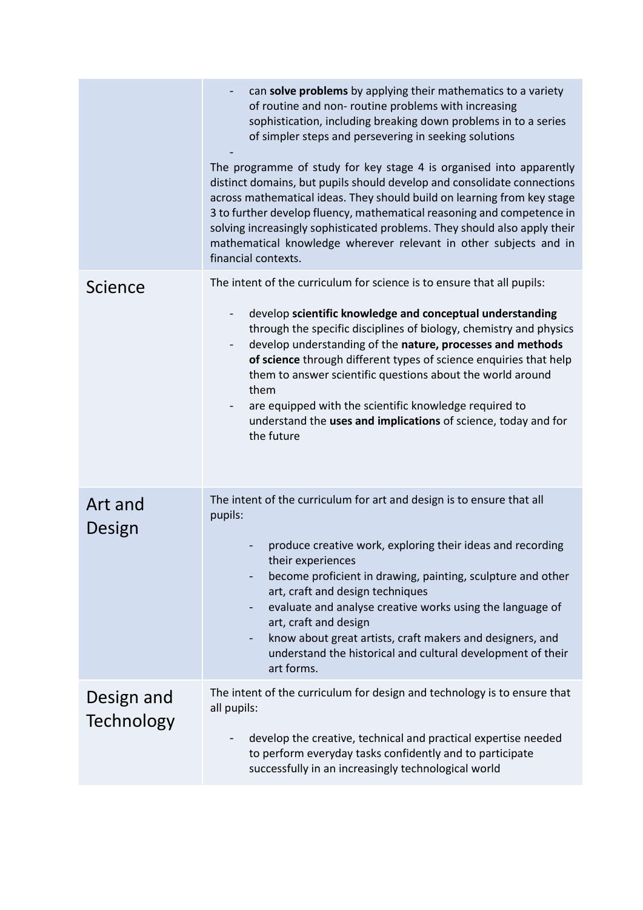| | |
|---|---|
| | - can **solve problems** by applying their mathematics to a variety of routine and non- routine problems with increasing sophistication, including breaking down problems in to a series of simpler steps and persevering in seeking solutions<br>-<br>The programme of study for key stage 4 is organised into apparently distinct domains, but pupils should develop and consolidate connections across mathematical ideas. They should build on learning from key stage 3 to further develop fluency, mathematical reasoning and competence in solving increasingly sophisticated problems. They should also apply their mathematical knowledge wherever relevant in other subjects and in financial contexts. |
| Science | The intent of the curriculum for science is to ensure that all pupils:<br><br>- develop **scientific knowledge and conceptual understanding** through the specific disciplines of biology, chemistry and physics<br>- develop understanding of the **nature, processes and methods of science** through different types of science enquiries that help them to answer scientific questions about the world around them<br>- are equipped with the scientific knowledge required to understand the **uses and implications** of science, today and for the future |
| Art and Design | The intent of the curriculum for art and design is to ensure that all pupils:<br><br>- produce creative work, exploring their ideas and recording their experiences<br>- become proficient in drawing, painting, sculpture and other art, craft and design techniques<br>- evaluate and analyse creative works using the language of art, craft and design<br>- know about great artists, craft makers and designers, and understand the historical and cultural development of their art forms. |
| Design and Technology | The intent of the curriculum for design and technology is to ensure that all pupils:<br><br>- develop the creative, technical and practical expertise needed to perform everyday tasks confidently and to participate successfully in an increasingly technological world |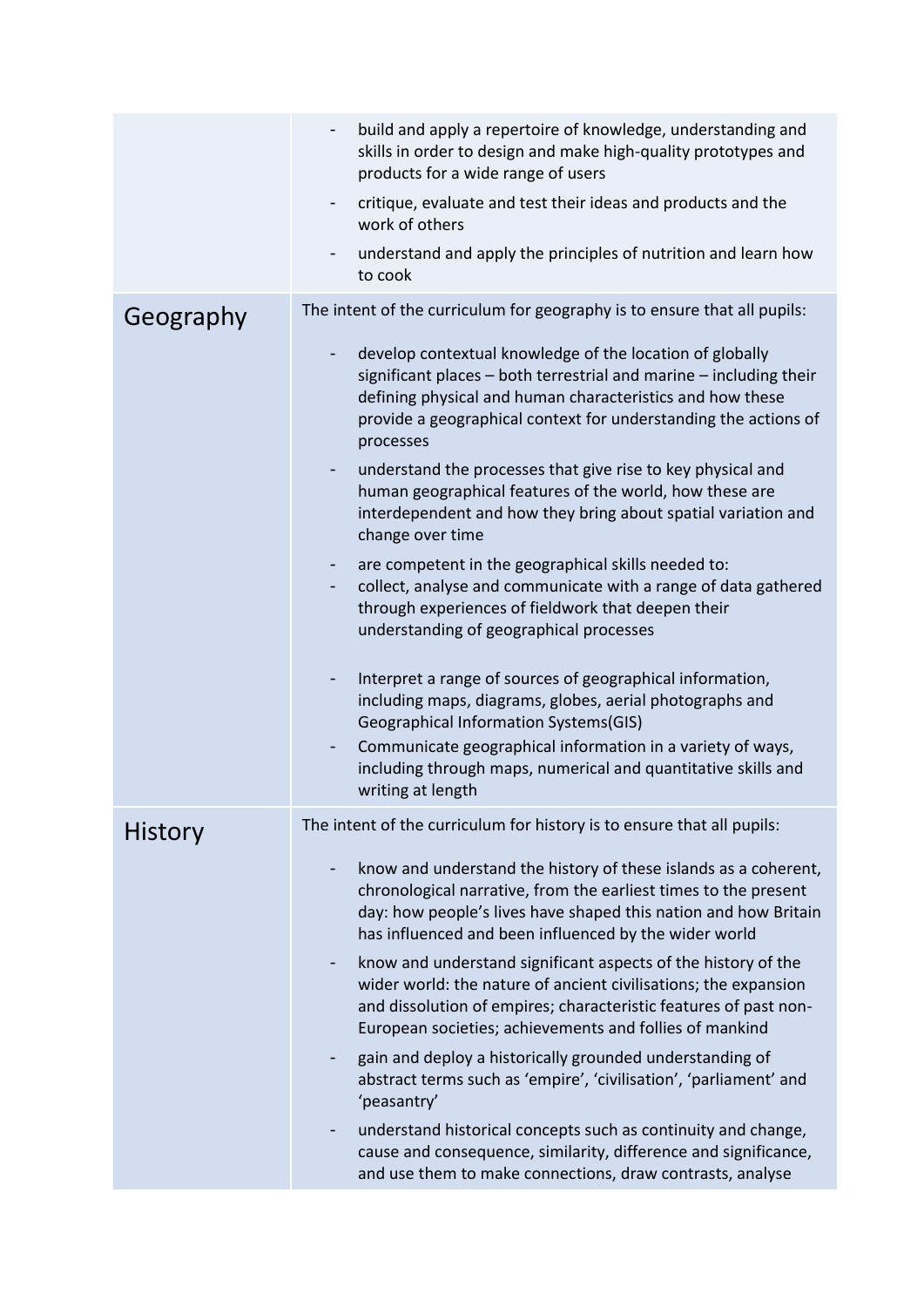| | |
|---|---|
| | - build and apply a repertoire of knowledge, understanding and skills in order to design and make high-quality prototypes and products for a wide range of users<br>- critique, evaluate and test their ideas and products and the work of others<br>- understand and apply the principles of nutrition and learn how to cook |
| Geography | The intent of the curriculum for geography is to ensure that all pupils:<br>- develop contextual knowledge of the location of globally significant places – both terrestrial and marine – including their defining physical and human characteristics and how these provide a geographical context for understanding the actions of processes<br>- understand the processes that give rise to key physical and human geographical features of the world, how these are interdependent and how they bring about spatial variation and change over time<br>- are competent in the geographical skills needed to:<br>- collect, analyse and communicate with a range of data gathered through experiences of fieldwork that deepen their understanding of geographical processes<br>- Interpret a range of sources of geographical information, including maps, diagrams, globes, aerial photographs and Geographical Information Systems(GIS)<br>- Communicate geographical information in a variety of ways, including through maps, numerical and quantitative skills and writing at length |
| History | The intent of the curriculum for history is to ensure that all pupils:<br>- know and understand the history of these islands as a coherent, chronological narrative, from the earliest times to the present day: how people's lives have shaped this nation and how Britain has influenced and been influenced by the wider world<br>- know and understand significant aspects of the history of the wider world: the nature of ancient civilisations; the expansion and dissolution of empires; characteristic features of past non-European societies; achievements and follies of mankind<br>- gain and deploy a historically grounded understanding of abstract terms such as 'empire', 'civilisation', 'parliament' and 'peasantry'<br>- understand historical concepts such as continuity and change, cause and consequence, similarity, difference and significance, and use them to make connections, draw contrasts, analyse |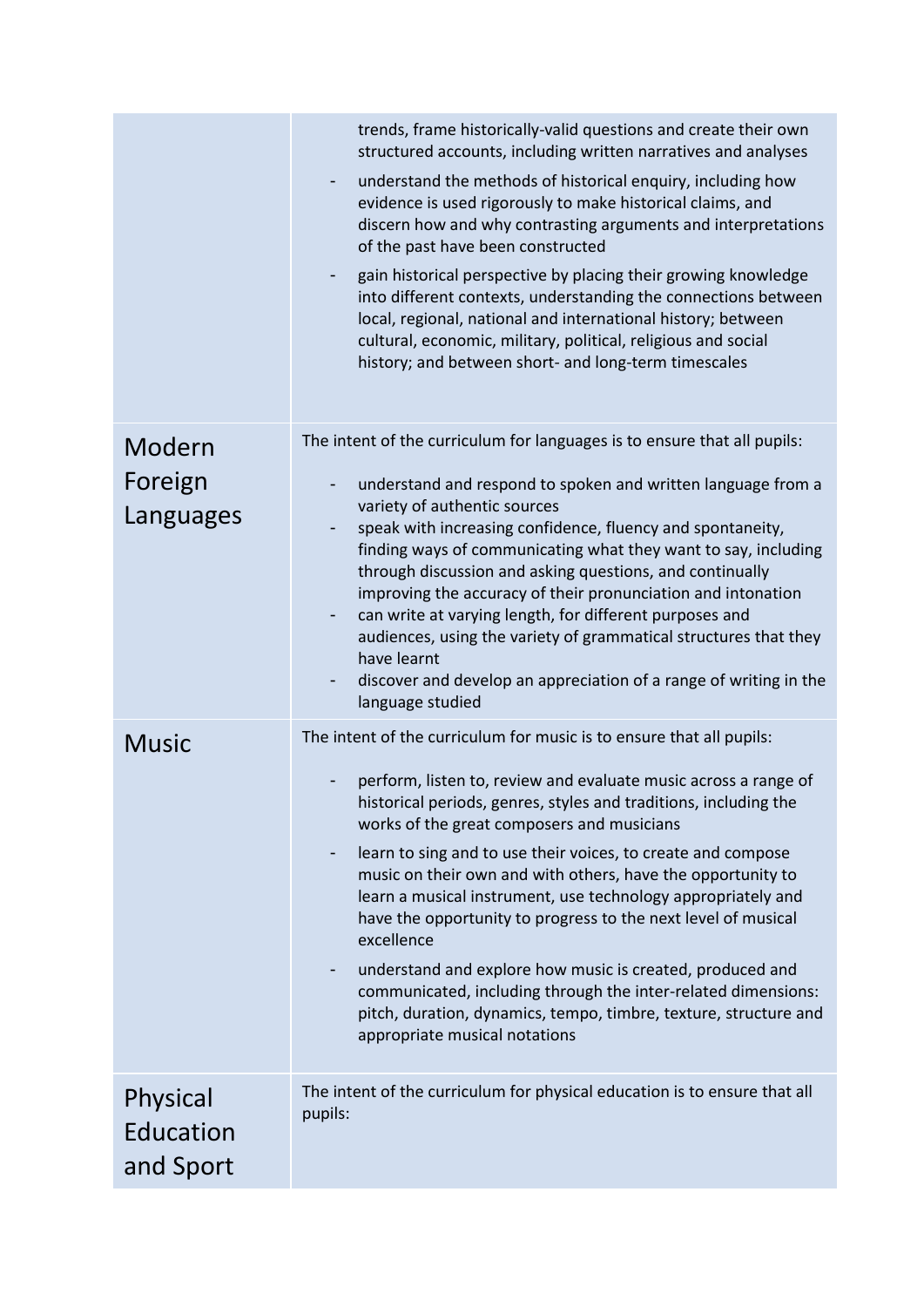| | |
|---|---|
| | - trends, frame historically-valid questions and create their own structured accounts, including written narratives and analyses<br>- understand the methods of historical enquiry, including how evidence is used rigorously to make historical claims, and discern how and why contrasting arguments and interpretations of the past have been constructed<br>- gain historical perspective by placing their growing knowledge into different contexts, understanding the connections between local, regional, national and international history; between cultural, economic, military, political, religious and social history; and between short- and long-term timescales |
| Modern Foreign Languages | The intent of the curriculum for languages is to ensure that all pupils:<br>- understand and respond to spoken and written language from a variety of authentic sources<br>- speak with increasing confidence, fluency and spontaneity, finding ways of communicating what they want to say, including through discussion and asking questions, and continually improving the accuracy of their pronunciation and intonation<br>- can write at varying length, for different purposes and audiences, using the variety of grammatical structures that they have learnt<br>- discover and develop an appreciation of a range of writing in the language studied |
| Music | The intent of the curriculum for music is to ensure that all pupils:<br>- perform, listen to, review and evaluate music across a range of historical periods, genres, styles and traditions, including the works of the great composers and musicians<br>- learn to sing and to use their voices, to create and compose music on their own and with others, have the opportunity to learn a musical instrument, use technology appropriately and have the opportunity to progress to the next level of musical excellence<br>- understand and explore how music is created, produced and communicated, including through the inter-related dimensions: pitch, duration, dynamics, tempo, timbre, texture, structure and appropriate musical notations |
| Physical Education and Sport | The intent of the curriculum for physical education is to ensure that all pupils: |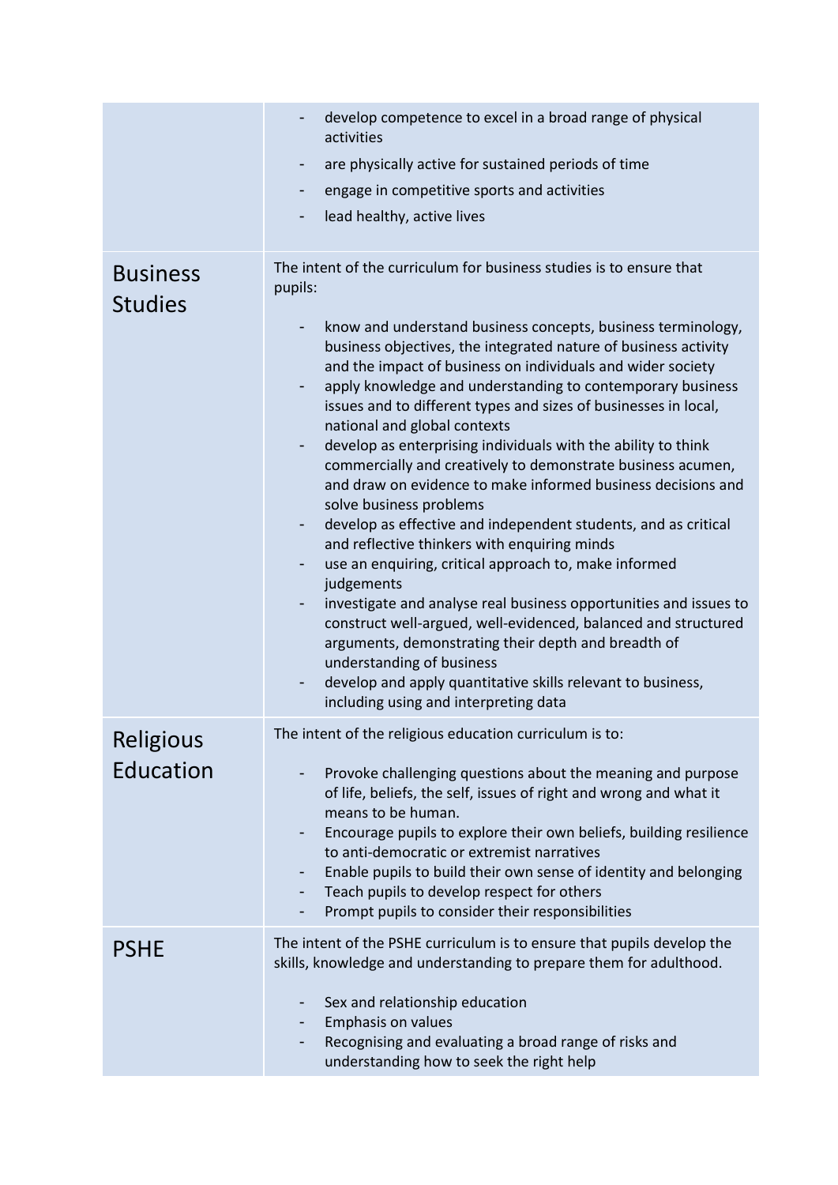| | |
|---|---|
| | - develop competence to excel in a broad range of physical activities<br>- are physically active for sustained periods of time<br>- engage in competitive sports and activities<br>- lead healthy, active lives |
| Business Studies | The intent of the curriculum for business studies is to ensure that pupils:<br><br>- know and understand business concepts, business terminology, business objectives, the integrated nature of business activity and the impact of business on individuals and wider society<br>- apply knowledge and understanding to contemporary business issues and to different types and sizes of businesses in local, national and global contexts<br>- develop as enterprising individuals with the ability to think commercially and creatively to demonstrate business acumen, and draw on evidence to make informed business decisions and solve business problems<br>- develop as effective and independent students, and as critical and reflective thinkers with enquiring minds<br>- use an enquiring, critical approach to, make informed judgements<br>- investigate and analyse real business opportunities and issues to construct well-argued, well-evidenced, balanced and structured arguments, demonstrating their depth and breadth of understanding of business<br>- develop and apply quantitative skills relevant to business, including using and interpreting data |
| Religious Education | The intent of the religious education curriculum is to:<br><br>- Provoke challenging questions about the meaning and purpose of life, beliefs, the self, issues of right and wrong and what it means to be human.<br>- Encourage pupils to explore their own beliefs, building resilience to anti-democratic or extremist narratives<br>- Enable pupils to build their own sense of identity and belonging<br>- Teach pupils to develop respect for others<br>- Prompt pupils to consider their responsibilities |
| PSHE | The intent of the PSHE curriculum is to ensure that pupils develop the skills, knowledge and understanding to prepare them for adulthood.<br><br>- Sex and relationship education<br>- Emphasis on values<br>- Recognising and evaluating a broad range of risks and understanding how to seek the right help |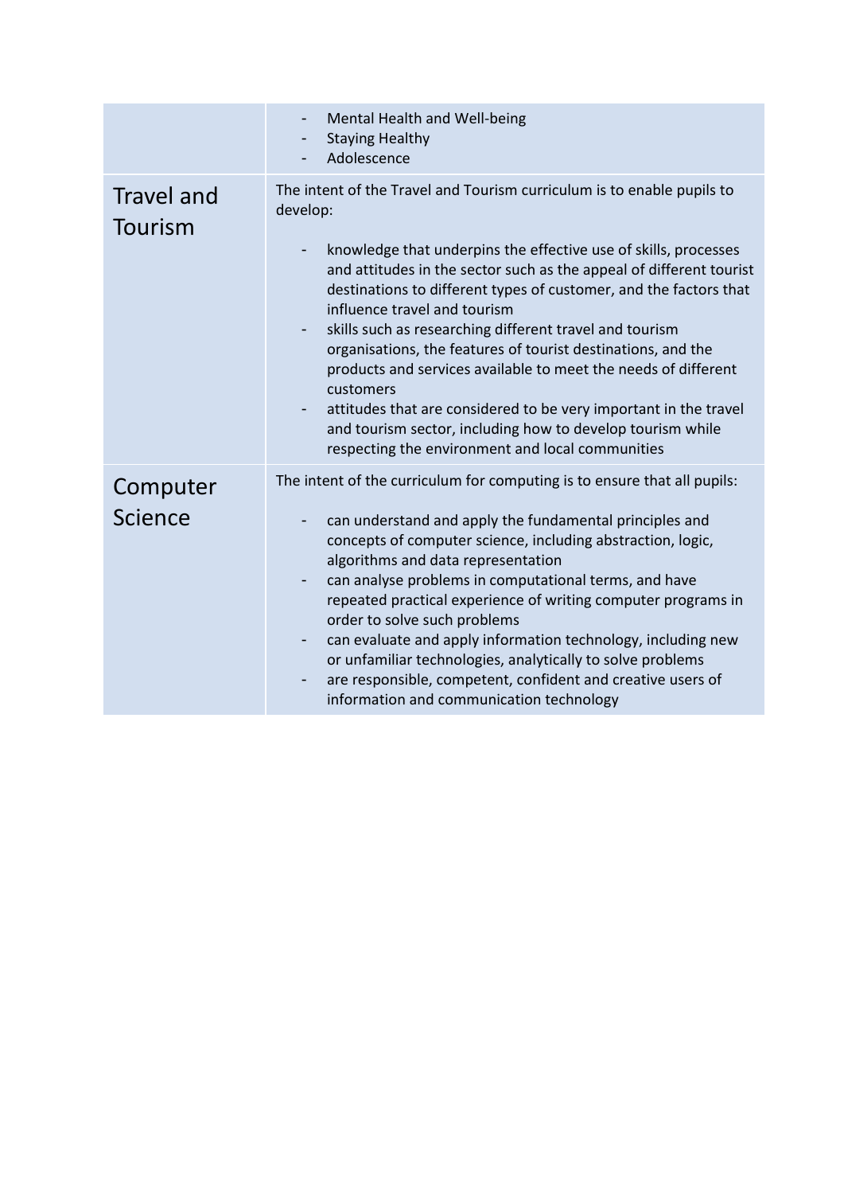| | |
|---|---|
| | - Mental Health and Well-being<br>- Staying Healthy<br>- Adolescence |
| Travel and Tourism | The intent of the Travel and Tourism curriculum is to enable pupils to develop:<br><br>- knowledge that underpins the effective use of skills, processes and attitudes in the sector such as the appeal of different tourist destinations to different types of customer, and the factors that influence travel and tourism<br>- skills such as researching different travel and tourism organisations, the features of tourist destinations, and the products and services available to meet the needs of different customers<br>- attitudes that are considered to be very important in the travel and tourism sector, including how to develop tourism while respecting the environment and local communities |
| Computer Science | The intent of the curriculum for computing is to ensure that all pupils:<br><br>- can understand and apply the fundamental principles and concepts of computer science, including abstraction, logic, algorithms and data representation<br>- can analyse problems in computational terms, and have repeated practical experience of writing computer programs in order to solve such problems<br>- can evaluate and apply information technology, including new or unfamiliar technologies, analytically to solve problems<br>- are responsible, competent, confident and creative users of information and communication technology |